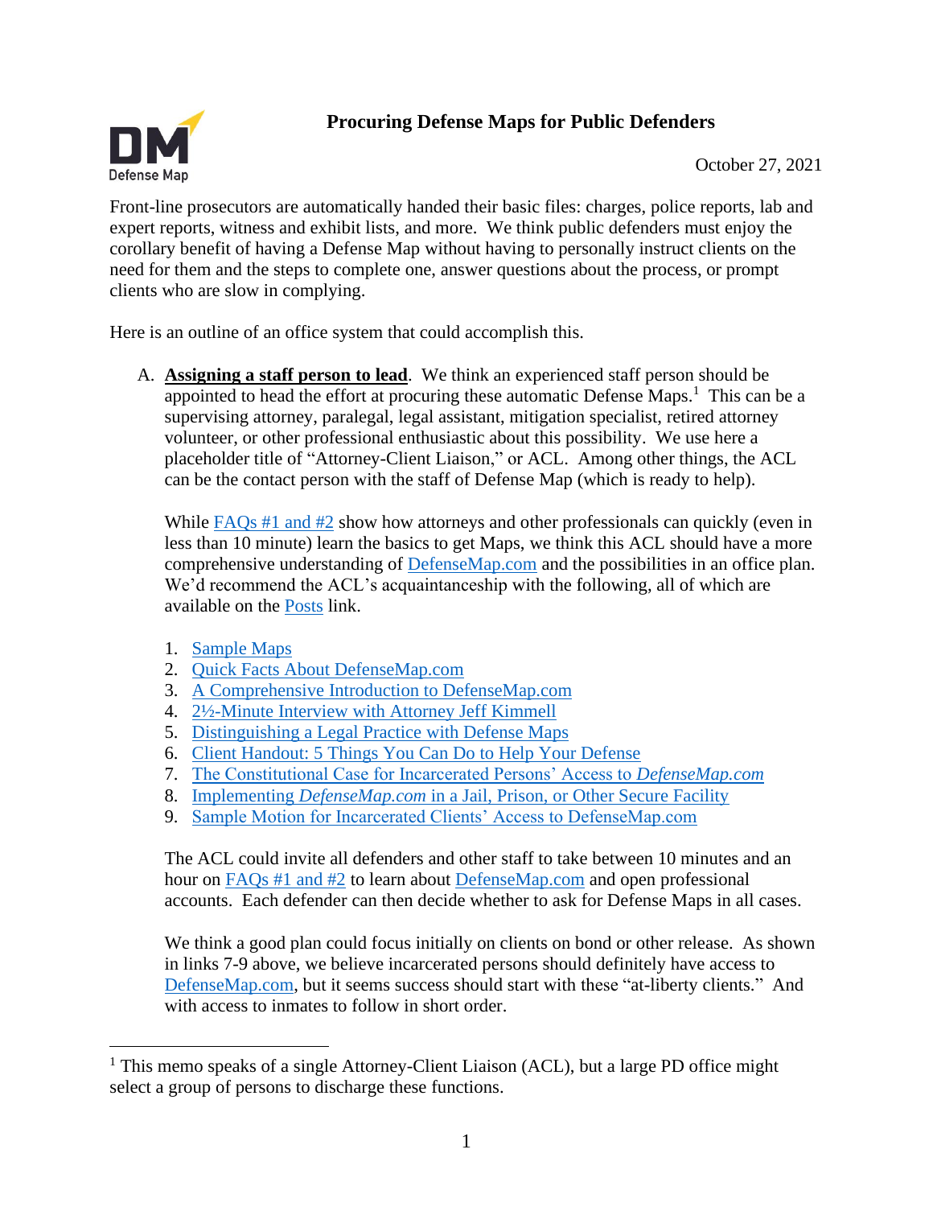# Procuring Defense Maps for Public Defenders

October 27, 2021

Front-line prosecutors are automatically handed their basic files: charges, police reports, lab and expert reports, witness and exhibit lists, and more. We think public defenders must enjoy the corollary benefit of having a Defense Map without having to personally instruct clients on the need for them and the steps to complete one, answer questions about the process, or prompt clients who are slow in complying.

Here is an outline of an office system that could accomplish this.

A. **Assigning a staff person to lead**. We think an experienced staff person should be appointed to head the effort at procuring these automatic Defense Maps.[1] This can be a supervising attorney, paralegal, legal assistant, mitigation specialist, retired attorney volunteer, or other professional enthusiastic about this possibility. We use here a placeholder title of "Attorney-Client Liaison," or ACL. Among other things, the ACL can be the contact person with the staff of Defense Map (which is ready to help).

   While FAQs #1 and #2 show how attorneys and other professionals can quickly (even in less than 10 minute) learn the basics to get Maps, we think this ACL should have a more comprehensive understanding of DefenseMap.com and the possibilities in an office plan. We'd recommend the ACL's acquaintanceship with the following, all of which are available on the Posts link.

   1. Sample Maps
   2. Quick Facts About DefenseMap.com
   3. A Comprehensive Introduction to DefenseMap.com
   4. 2½-Minute Interview with Attorney Jeff Kimmell
   5. Distinguishing a Legal Practice with Defense Maps
   6. Client Handout: 5 Things You Can Do to Help Your Defense
   7. The Constitutional Case for Incarcerated Persons' Access to *DefenseMap.com*
   8. Implementing *DefenseMap.com* in a Jail, Prison, or Other Secure Facility
   9. Sample Motion for Incarcerated Clients' Access to DefenseMap.com

   The ACL could invite all defenders and other staff to take between 10 minutes and an hour on FAQs #1 and #2 to learn about DefenseMap.com and open professional accounts. Each defender can then decide whether to ask for Defense Maps in all cases.

   We think a good plan could focus initially on clients on bond or other release. As shown in links 7-9 above, we believe incarcerated persons should definitely have access to DefenseMap.com, but it seems success should start with these "at-liberty clients." And with access to inmates to follow in short order.

[1] This memo speaks of a single Attorney-Client Liaison (ACL), but a large PD office might select a group of persons to discharge these functions.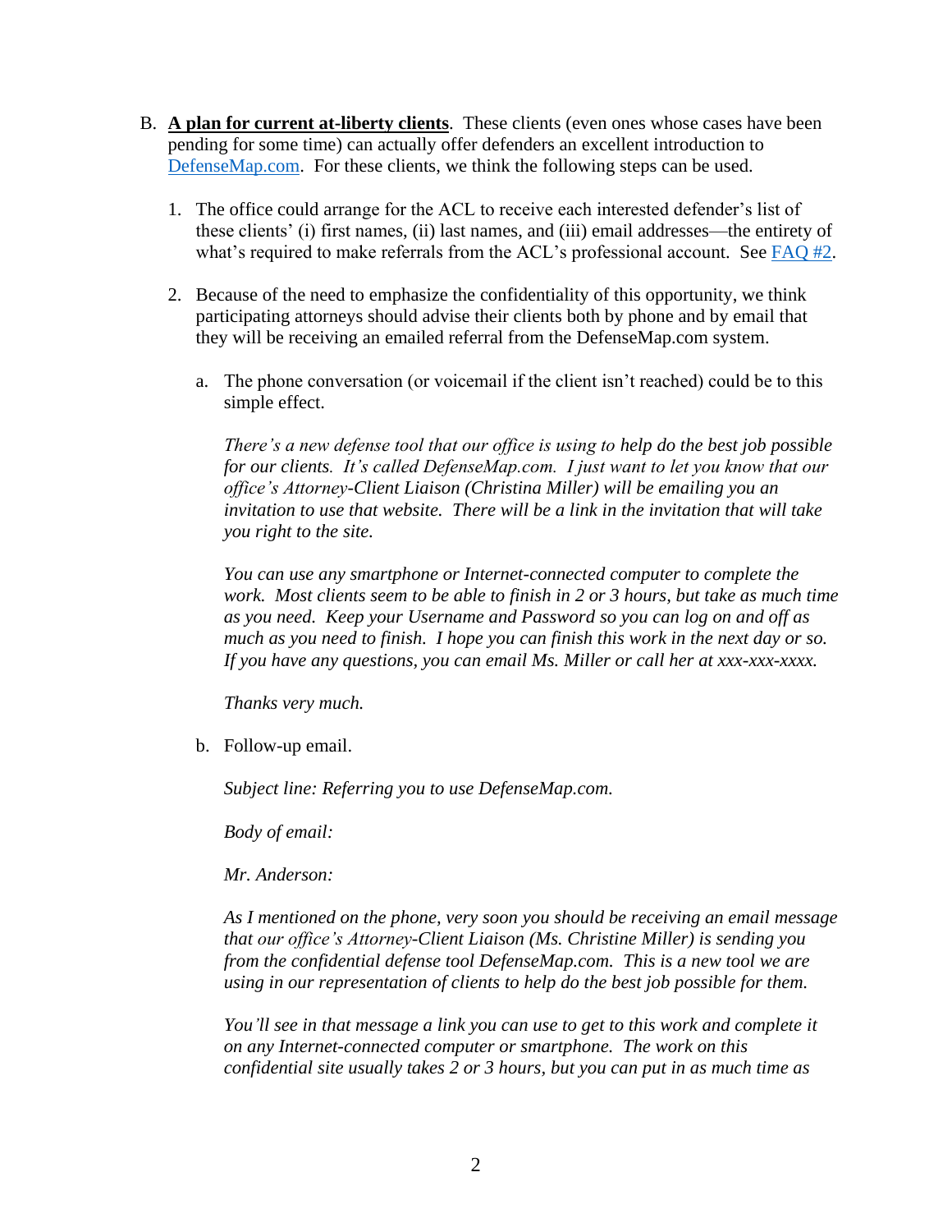B. **<u>A plan for current at-liberty clients</u>**. These clients (even ones whose cases have been pending for some time) can actually offer defenders an excellent introduction to DefenseMap.com. For these clients, we think the following steps can be used.

1. The office could arrange for the ACL to receive each interested defender's list of these clients' (i) first names, (ii) last names, and (iii) email addresses—the entirety of what's required to make referrals from the ACL's professional account. See FAQ #2.

2. Because of the need to emphasize the confidentiality of this opportunity, we think participating attorneys should advise their clients both by phone and by email that they will be receiving an emailed referral from the DefenseMap.com system.

   a. The phone conversation (or voicemail if the client isn't reached) could be to this simple effect.

   *There's a new defense tool that our office is using to help do the best job possible for our clients. It's called DefenseMap.com. I just want to let you know that our office's Attorney-Client Liaison (Christina Miller) will be emailing you an invitation to use that website. There will be a link in the invitation that will take you right to the site.*

   *You can use any smartphone or Internet-connected computer to complete the work. Most clients seem to be able to finish in 2 or 3 hours, but take as much time as you need. Keep your Username and Password so you can log on and off as much as you need to finish. I hope you can finish this work in the next day or so. If you have any questions, you can email Ms. Miller or call her at xxx-xxx-xxxx.*

   *Thanks very much.*

   b. Follow-up email.

   *Subject line: Referring you to use DefenseMap.com.*

   *Body of email:*

   *Mr. Anderson:*

   *As I mentioned on the phone, very soon you should be receiving an email message that our office's Attorney-Client Liaison (Ms. Christine Miller) is sending you from the confidential defense tool DefenseMap.com. This is a new tool we are using in our representation of clients to help do the best job possible for them.*

   *You'll see in that message a link you can use to get to this work and complete it on any Internet-connected computer or smartphone. The work on this confidential site usually takes 2 or 3 hours, but you can put in as much time as*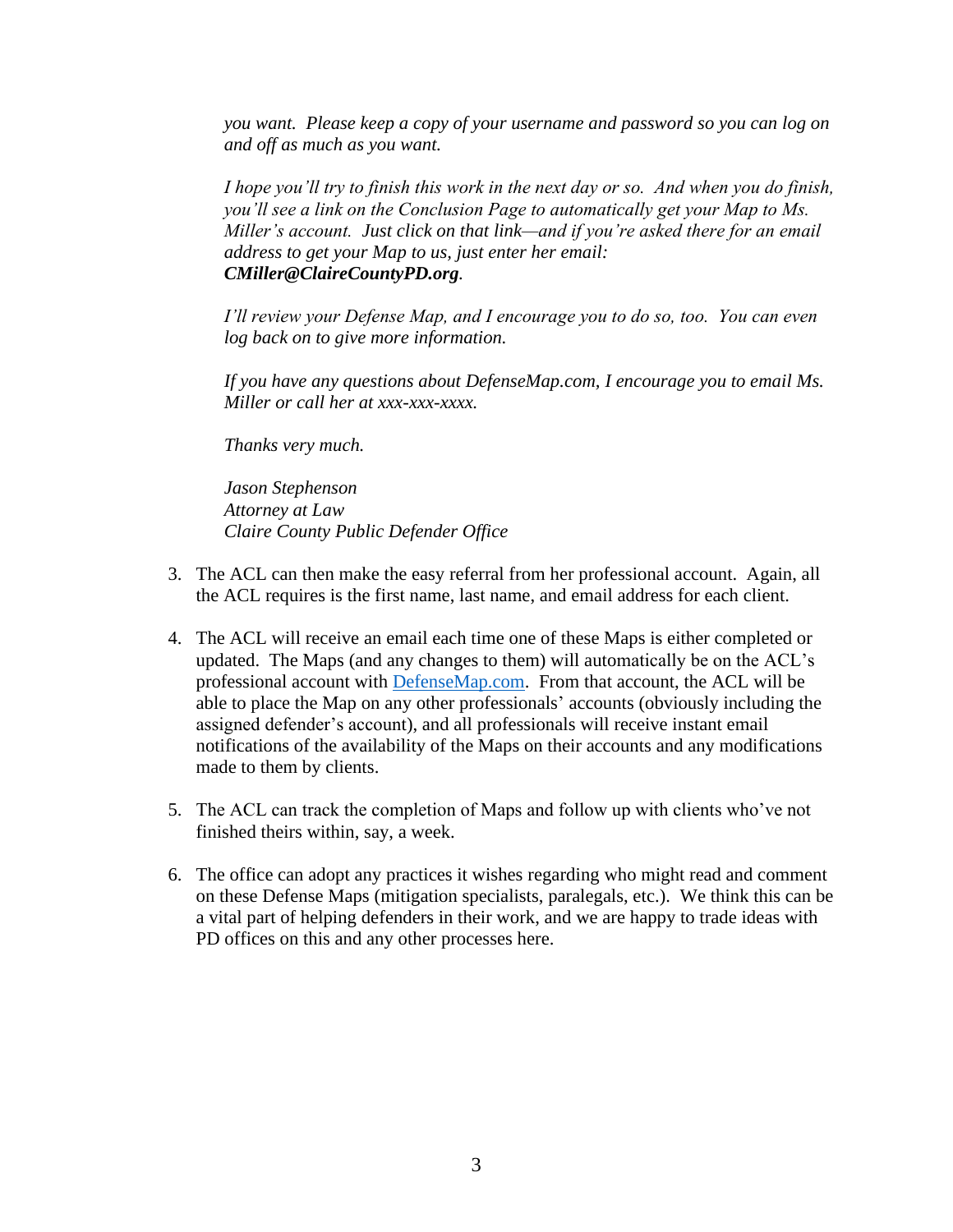> *you want. Please keep a copy of your username and password so you can log on and off as much as you want.*
>
> *I hope you'll try to finish this work in the next day or so. And when you do finish, you'll see a link on the Conclusion Page to automatically get your Map to Ms. Miller's account. Just click on that link—and if you're asked there for an email address to get your Map to us, just enter her email:* ***CMiller@ClaireCountyPD.org****.*
>
> *I'll review your Defense Map, and I encourage you to do so, too. You can even log back on to give more information.*
>
> *If you have any questions about DefenseMap.com, I encourage you to email Ms. Miller or call her at xxx-xxx-xxxx.*
>
> *Thanks very much.*
>
> *Jason Stephenson*
> *Attorney at Law*
> *Claire County Public Defender Office*

3. The ACL can then make the easy referral from her professional account. Again, all the ACL requires is the first name, last name, and email address for each client.

4. The ACL will receive an email each time one of these Maps is either completed or updated. The Maps (and any changes to them) will automatically be on the ACL's professional account with DefenseMap.com. From that account, the ACL will be able to place the Map on any other professionals' accounts (obviously including the assigned defender's account), and all professionals will receive instant email notifications of the availability of the Maps on their accounts and any modifications made to them by clients.

5. The ACL can track the completion of Maps and follow up with clients who've not finished theirs within, say, a week.

6. The office can adopt any practices it wishes regarding who might read and comment on these Defense Maps (mitigation specialists, paralegals, etc.). We think this can be a vital part of helping defenders in their work, and we are happy to trade ideas with PD offices on this and any other processes here.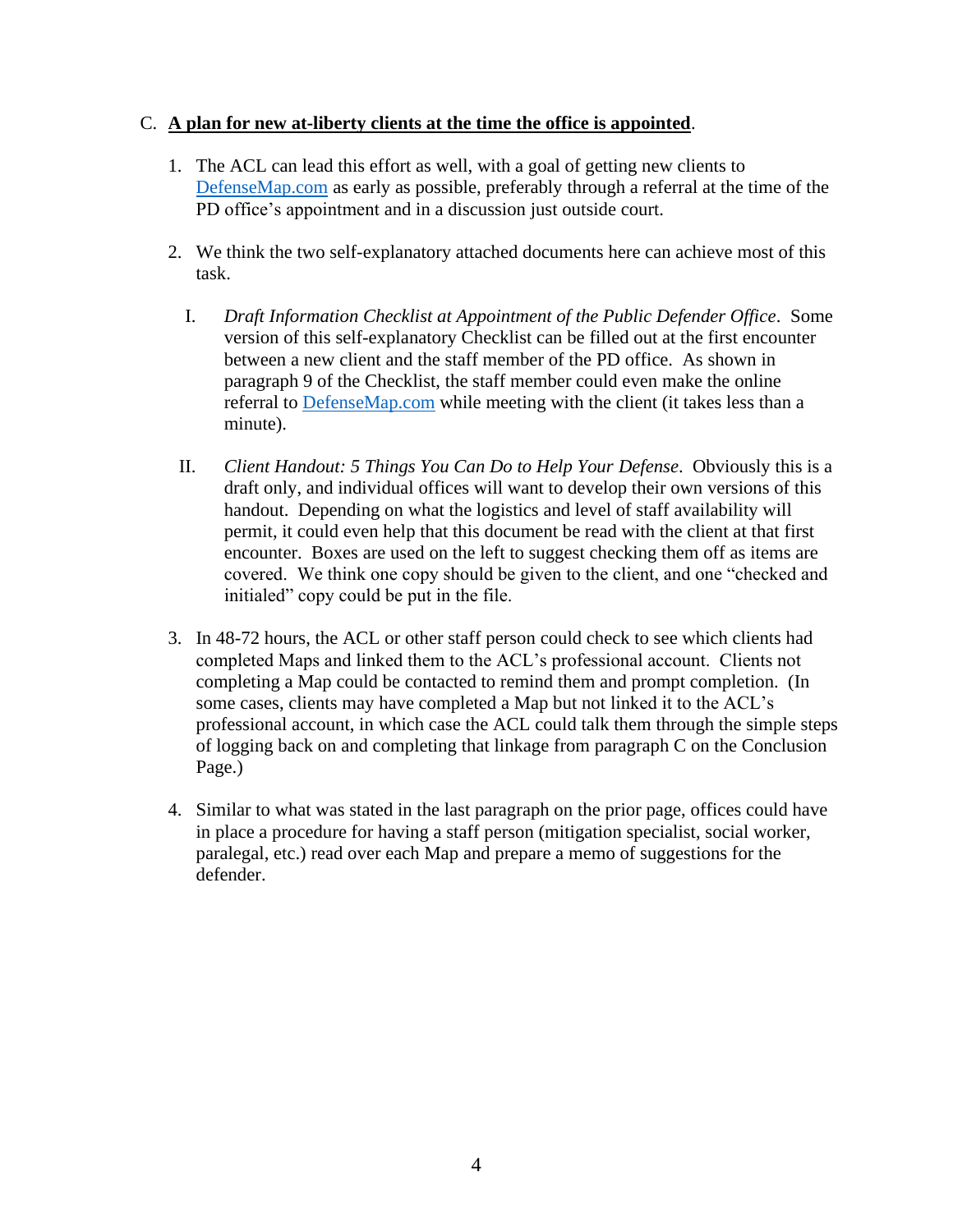C. **<u>A plan for new at-liberty clients at the time the office is appointed</u>**.

1. The ACL can lead this effort as well, with a goal of getting new clients to DefenseMap.com as early as possible, preferably through a referral at the time of the PD office's appointment and in a discussion just outside court.

2. We think the two self-explanatory attached documents here can achieve most of this task.

   I. *Draft Information Checklist at Appointment of the Public Defender Office*. Some version of this self-explanatory Checklist can be filled out at the first encounter between a new client and the staff member of the PD office. As shown in paragraph 9 of the Checklist, the staff member could even make the online referral to DefenseMap.com while meeting with the client (it takes less than a minute).

   II. *Client Handout: 5 Things You Can Do to Help Your Defense*. Obviously this is a draft only, and individual offices will want to develop their own versions of this handout. Depending on what the logistics and level of staff availability will permit, it could even help that this document be read with the client at that first encounter. Boxes are used on the left to suggest checking them off as items are covered. We think one copy should be given to the client, and one "checked and initialed" copy could be put in the file.

3. In 48-72 hours, the ACL or other staff person could check to see which clients had completed Maps and linked them to the ACL's professional account. Clients not completing a Map could be contacted to remind them and prompt completion. (In some cases, clients may have completed a Map but not linked it to the ACL's professional account, in which case the ACL could talk them through the simple steps of logging back on and completing that linkage from paragraph C on the Conclusion Page.)

4. Similar to what was stated in the last paragraph on the prior page, offices could have in place a procedure for having a staff person (mitigation specialist, social worker, paralegal, etc.) read over each Map and prepare a memo of suggestions for the defender.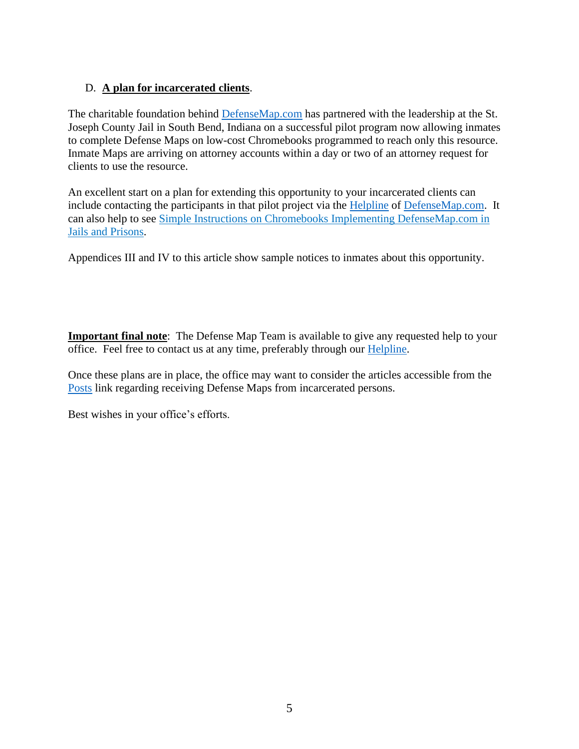D. **A plan for incarcerated clients**.

The charitable foundation behind DefenseMap.com has partnered with the leadership at the St. Joseph County Jail in South Bend, Indiana on a successful pilot program now allowing inmates to complete Defense Maps on low-cost Chromebooks programmed to reach only this resource. Inmate Maps are arriving on attorney accounts within a day or two of an attorney request for clients to use the resource.

An excellent start on a plan for extending this opportunity to your incarcerated clients can include contacting the participants in that pilot project via the Helpline of DefenseMap.com. It can also help to see Simple Instructions on Chromebooks Implementing DefenseMap.com in Jails and Prisons.

Appendices III and IV to this article show sample notices to inmates about this opportunity.

**Important final note**: The Defense Map Team is available to give any requested help to your office. Feel free to contact us at any time, preferably through our Helpline.

Once these plans are in place, the office may want to consider the articles accessible from the Posts link regarding receiving Defense Maps from incarcerated persons.

Best wishes in your office's efforts.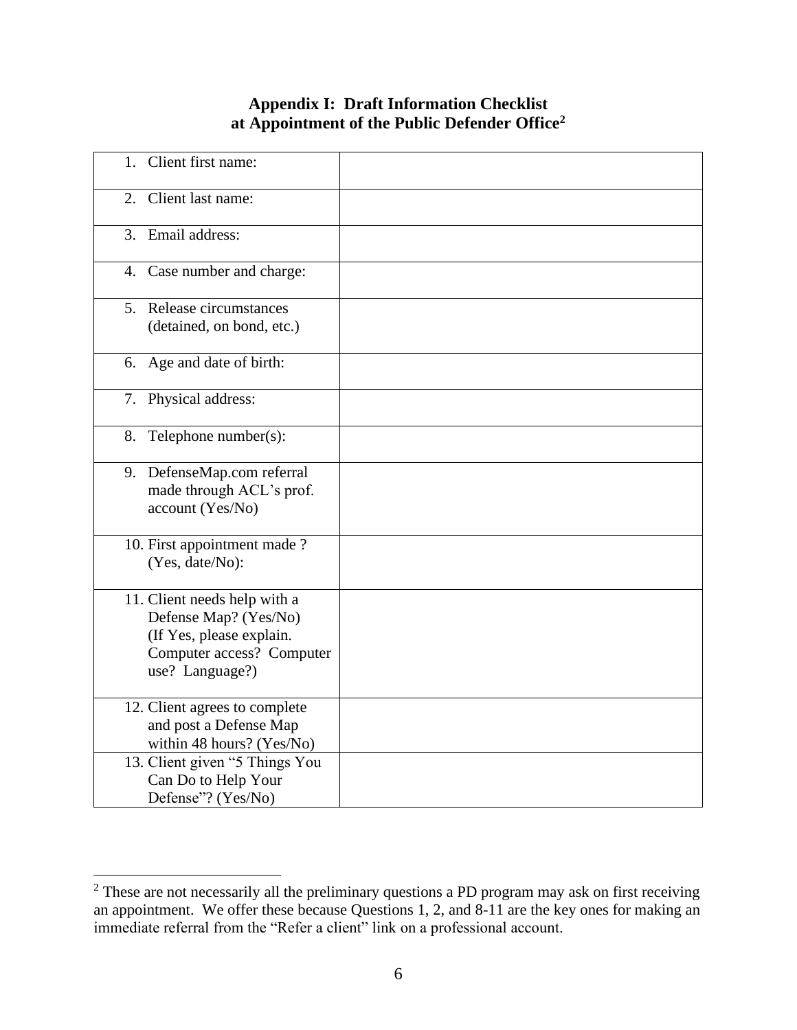# Appendix I: Draft Information Checklist at Appointment of the Public Defender Office[2]

| | |
|---|---|
| 1. Client first name: | |
| 2. Client last name: | |
| 3. Email address: | |
| 4. Case number and charge: | |
| 5. Release circumstances (detained, on bond, etc.) | |
| 6. Age and date of birth: | |
| 7. Physical address: | |
| 8. Telephone number(s): | |
| 9. DefenseMap.com referral made through ACL's prof. account (Yes/No) | |
| 10. First appointment made ? (Yes, date/No): | |
| 11. Client needs help with a Defense Map? (Yes/No) (If Yes, please explain. Computer access? Computer use? Language?) | |
| 12. Client agrees to complete and post a Defense Map within 48 hours? (Yes/No) | |
| 13. Client given "5 Things You Can Do to Help Your Defense"? (Yes/No) | |

[2] These are not necessarily all the preliminary questions a PD program may ask on first receiving an appointment. We offer these because Questions 1, 2, and 8-11 are the key ones for making an immediate referral from the "Refer a client" link on a professional account.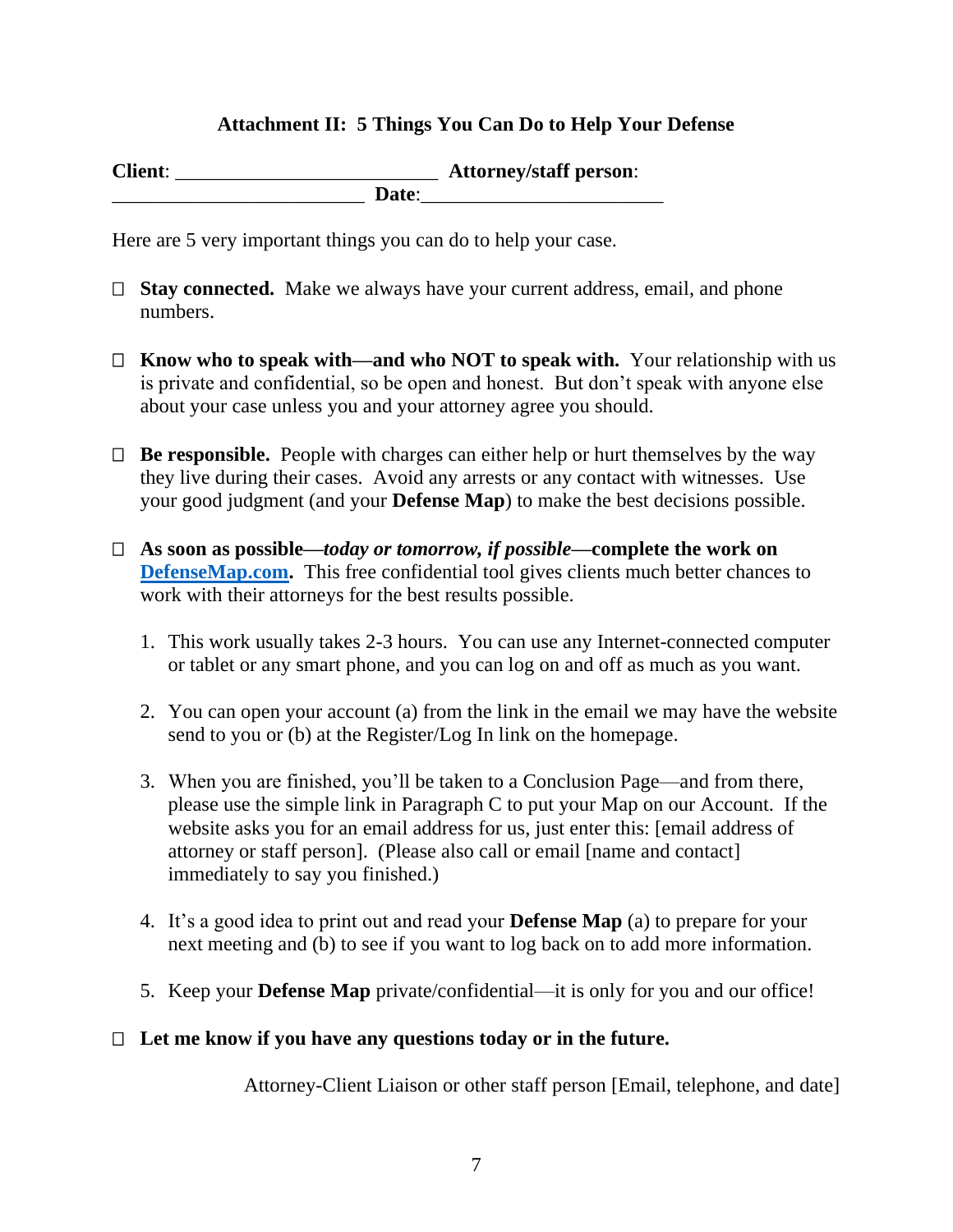### Attachment II: 5 Things You Can Do to Help Your Defense

**Client**: _________________________ **Attorney/staff person**: _________________________ **Date**:_________________________

Here are 5 very important things you can do to help your case.

- ☐ **Stay connected.** Make we always have your current address, email, and phone numbers.

- ☐ **Know who to speak with—and who NOT to speak with.** Your relationship with us is private and confidential, so be open and honest. But don't speak with anyone else about your case unless you and your attorney agree you should.

- ☐ **Be responsible.** People with charges can either help or hurt themselves by the way they live during their cases. Avoid any arrests or any contact with witnesses. Use your good judgment (and your **Defense Map**) to make the best decisions possible.

- ☐ **As soon as possible—*today or tomorrow, if possible*—complete the work on DefenseMap.com.** This free confidential tool gives clients much better chances to work with their attorneys for the best results possible.

  1. This work usually takes 2-3 hours. You can use any Internet-connected computer or tablet or any smart phone, and you can log on and off as much as you want.

  2. You can open your account (a) from the link in the email we may have the website send to you or (b) at the Register/Log In link on the homepage.

  3. When you are finished, you'll be taken to a Conclusion Page—and from there, please use the simple link in Paragraph C to put your Map on our Account. If the website asks you for an email address for us, just enter this: [email address of attorney or staff person]. (Please also call or email [name and contact] immediately to say you finished.)

  4. It's a good idea to print out and read your **Defense Map** (a) to prepare for your next meeting and (b) to see if you want to log back on to add more information.

  5. Keep your **Defense Map** private/confidential—it is only for you and our office!

- ☐ **Let me know if you have any questions today or in the future.**

Attorney-Client Liaison or other staff person [Email, telephone, and date]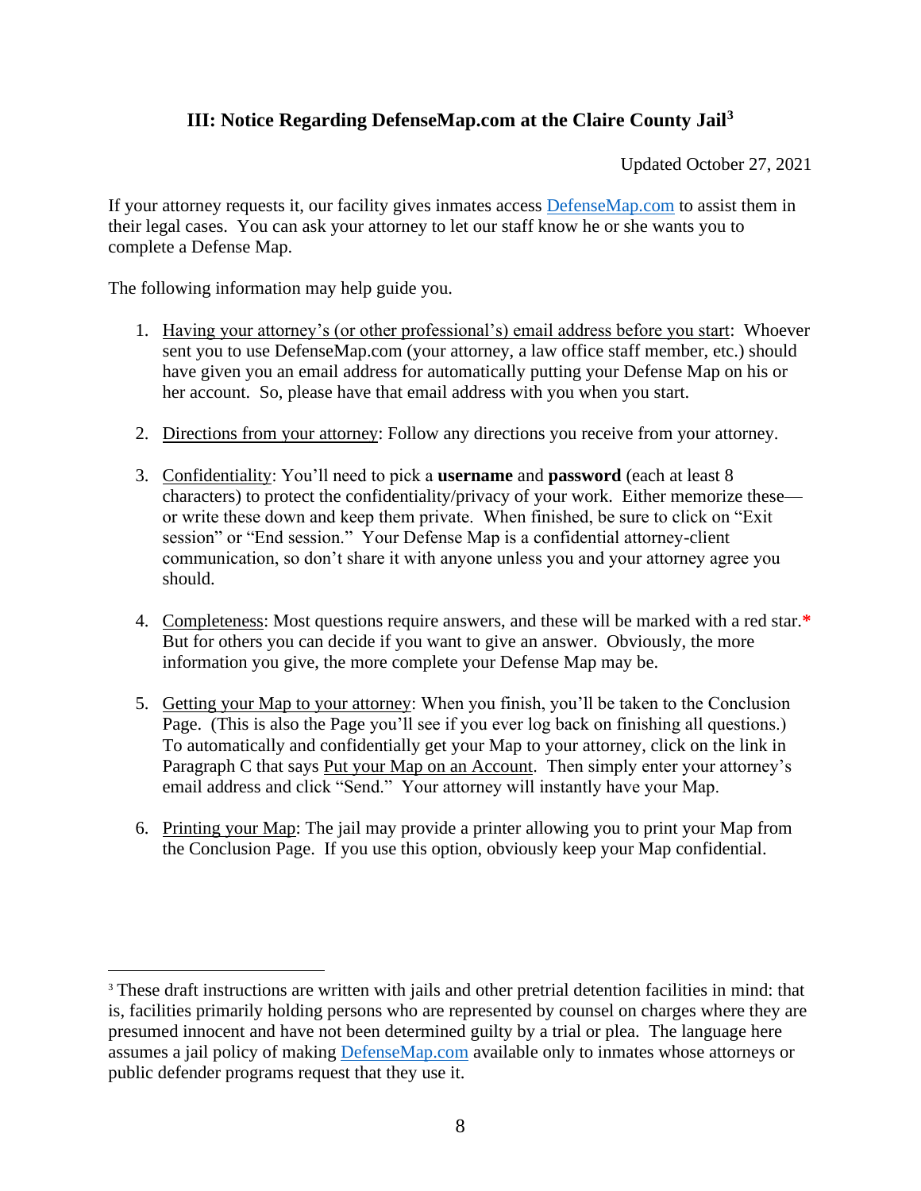### III: Notice Regarding DefenseMap.com at the Claire County Jail[3]

Updated October 27, 2021

If your attorney requests it, our facility gives inmates access DefenseMap.com to assist them in their legal cases. You can ask your attorney to let our staff know he or she wants you to complete a Defense Map.

The following information may help guide you.

1. Having your attorney's (or other professional's) email address before you start: Whoever sent you to use DefenseMap.com (your attorney, a law office staff member, etc.) should have given you an email address for automatically putting your Defense Map on his or her account. So, please have that email address with you when you start.

2. Directions from your attorney: Follow any directions you receive from your attorney.

3. Confidentiality: You'll need to pick a **username** and **password** (each at least 8 characters) to protect the confidentiality/privacy of your work. Either memorize these—or write these down and keep them private. When finished, be sure to click on "Exit session" or "End session." Your Defense Map is a confidential attorney-client communication, so don't share it with anyone unless you and your attorney agree you should.

4. Completeness: Most questions require answers, and these will be marked with a red star.* But for others you can decide if you want to give an answer. Obviously, the more information you give, the more complete your Defense Map may be.

5. Getting your Map to your attorney: When you finish, you'll be taken to the Conclusion Page. (This is also the Page you'll see if you ever log back on finishing all questions.) To automatically and confidentially get your Map to your attorney, click on the link in Paragraph C that says Put your Map on an Account. Then simply enter your attorney's email address and click "Send." Your attorney will instantly have your Map.

6. Printing your Map: The jail may provide a printer allowing you to print your Map from the Conclusion Page. If you use this option, obviously keep your Map confidential.

---

[3] These draft instructions are written with jails and other pretrial detention facilities in mind: that is, facilities primarily holding persons who are represented by counsel on charges where they are presumed innocent and have not been determined guilty by a trial or plea. The language here assumes a jail policy of making DefenseMap.com available only to inmates whose attorneys or public defender programs request that they use it.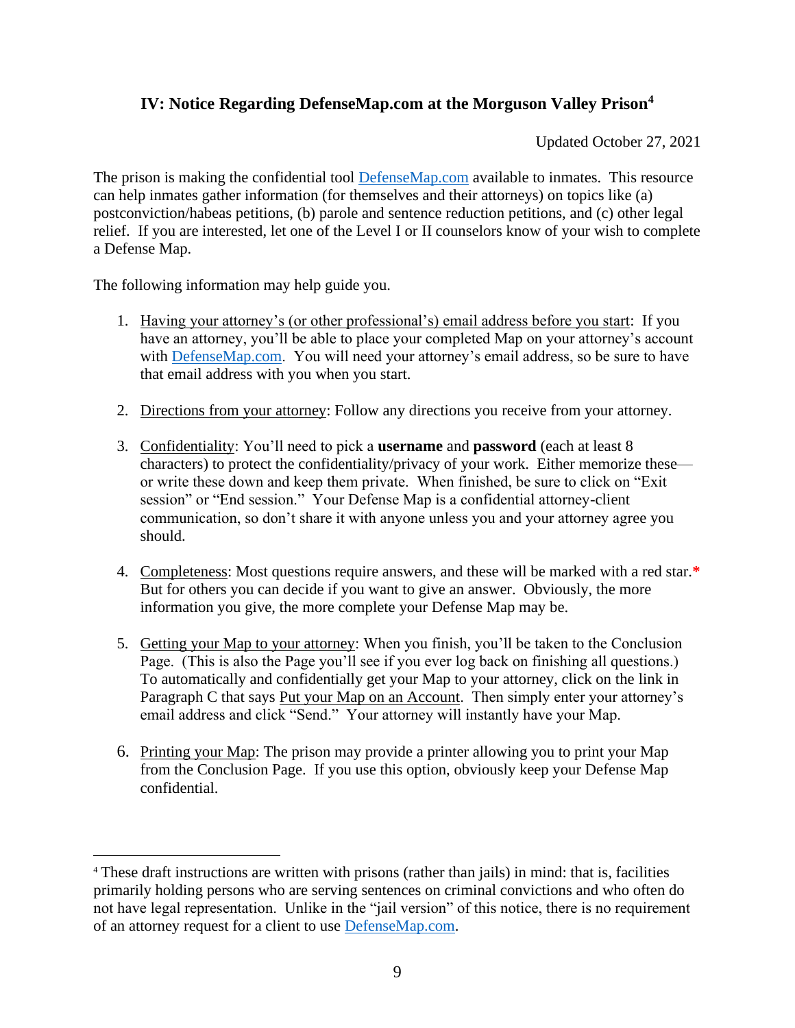## IV: Notice Regarding DefenseMap.com at the Morguson Valley Prison[4]

Updated October 27, 2021

The prison is making the confidential tool DefenseMap.com available to inmates. This resource can help inmates gather information (for themselves and their attorneys) on topics like (a) postconviction/habeas petitions, (b) parole and sentence reduction petitions, and (c) other legal relief. If you are interested, let one of the Level I or II counselors know of your wish to complete a Defense Map.

The following information may help guide you.

1. Having your attorney's (or other professional's) email address before you start: If you have an attorney, you'll be able to place your completed Map on your attorney's account with DefenseMap.com. You will need your attorney's email address, so be sure to have that email address with you when you start.

2. Directions from your attorney: Follow any directions you receive from your attorney.

3. Confidentiality: You'll need to pick a **username** and **password** (each at least 8 characters) to protect the confidentiality/privacy of your work. Either memorize these—or write these down and keep them private. When finished, be sure to click on "Exit session" or "End session." Your Defense Map is a confidential attorney-client communication, so don't share it with anyone unless you and your attorney agree you should.

4. Completeness: Most questions require answers, and these will be marked with a red star.* But for others you can decide if you want to give an answer. Obviously, the more information you give, the more complete your Defense Map may be.

5. Getting your Map to your attorney: When you finish, you'll be taken to the Conclusion Page. (This is also the Page you'll see if you ever log back on finishing all questions.) To automatically and confidentially get your Map to your attorney, click on the link in Paragraph C that says Put your Map on an Account. Then simply enter your attorney's email address and click "Send." Your attorney will instantly have your Map.

6. Printing your Map: The prison may provide a printer allowing you to print your Map from the Conclusion Page. If you use this option, obviously keep your Defense Map confidential.

---

[4] These draft instructions are written with prisons (rather than jails) in mind: that is, facilities primarily holding persons who are serving sentences on criminal convictions and who often do not have legal representation. Unlike in the "jail version" of this notice, there is no requirement of an attorney request for a client to use DefenseMap.com.